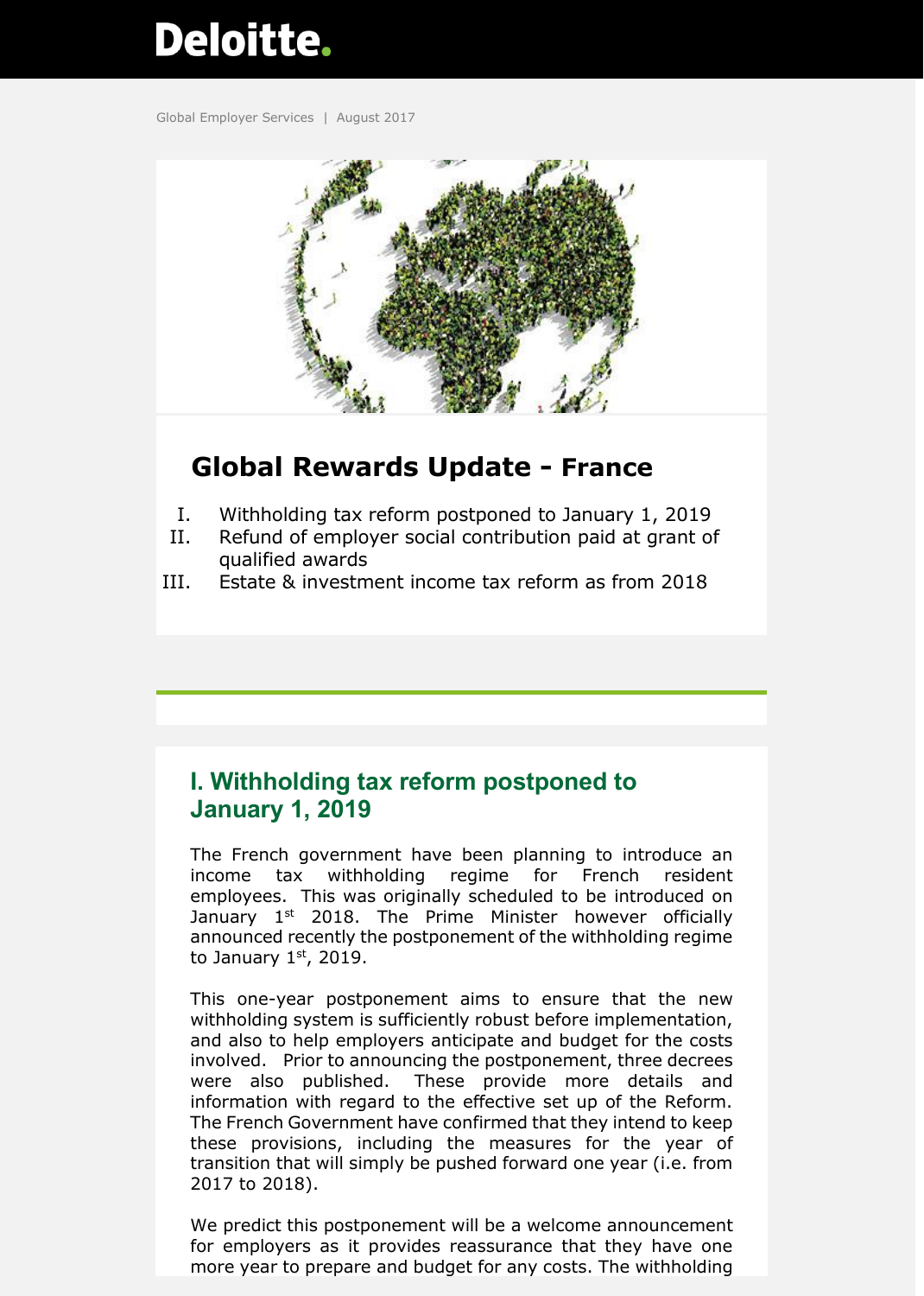# Deloitte.

Global Employer Services | August 2017

## Global Rewards Update - France

I. Withholding tax reform postponed to January 1, 2019
II. Refund of employer social contribution paid at grant of qualified awards
III. Estate & investment income tax reform as from 2018

## I. Withholding tax reform postponed to January 1, 2019

The French government have been planning to introduce an income tax withholding regime for French resident employees. This was originally scheduled to be introduced on January 1st 2018. The Prime Minister however officially announced recently the postponement of the withholding regime to January 1st, 2019.

This one-year postponement aims to ensure that the new withholding system is sufficiently robust before implementation, and also to help employers anticipate and budget for the costs involved. Prior to announcing the postponement, three decrees were also published. These provide more details and information with regard to the effective set up of the Reform. The French Government have confirmed that they intend to keep these provisions, including the measures for the year of transition that will simply be pushed forward one year (i.e. from 2017 to 2018).

We predict this postponement will be a welcome announcement for employers as it provides reassurance that they have one more year to prepare and budget for any costs. The withholding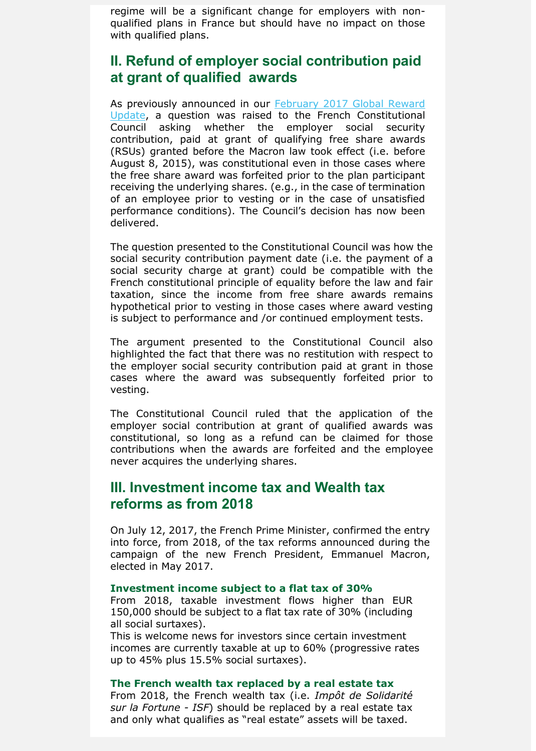regime will be a significant change for employers with non-qualified plans in France but should have no impact on those with qualified plans.

## II. Refund of employer social contribution paid at grant of qualified awards

As previously announced in our [February 2017 Global Reward Update](), a question was raised to the French Constitutional Council asking whether the employer social security contribution, paid at grant of qualifying free share awards (RSUs) granted before the Macron law took effect (i.e. before August 8, 2015), was constitutional even in those cases where the free share award was forfeited prior to the plan participant receiving the underlying shares. (e.g., in the case of termination of an employee prior to vesting or in the case of unsatisfied performance conditions). The Council's decision has now been delivered.

The question presented to the Constitutional Council was how the social security contribution payment date (i.e. the payment of a social security charge at grant) could be compatible with the French constitutional principle of equality before the law and fair taxation, since the income from free share awards remains hypothetical prior to vesting in those cases where award vesting is subject to performance and /or continued employment tests.

The argument presented to the Constitutional Council also highlighted the fact that there was no restitution with respect to the employer social security contribution paid at grant in those cases where the award was subsequently forfeited prior to vesting.

The Constitutional Council ruled that the application of the employer social contribution at grant of qualified awards was constitutional, so long as a refund can be claimed for those contributions when the awards are forfeited and the employee never acquires the underlying shares.

## III. Investment income tax and Wealth tax reforms as from 2018

On July 12, 2017, the French Prime Minister, confirmed the entry into force, from 2018, of the tax reforms announced during the campaign of the new French President, Emmanuel Macron, elected in May 2017.

### Investment income subject to a flat tax of 30%

From 2018, taxable investment flows higher than EUR 150,000 should be subject to a flat tax rate of 30% (including all social surtaxes).

This is welcome news for investors since certain investment incomes are currently taxable at up to 60% (progressive rates up to 45% plus 15.5% social surtaxes).

### The French wealth tax replaced by a real estate tax

From 2018, the French wealth tax (i.e. *Impôt de Solidarité sur la Fortune - ISF*) should be replaced by a real estate tax and only what qualifies as "real estate" assets will be taxed.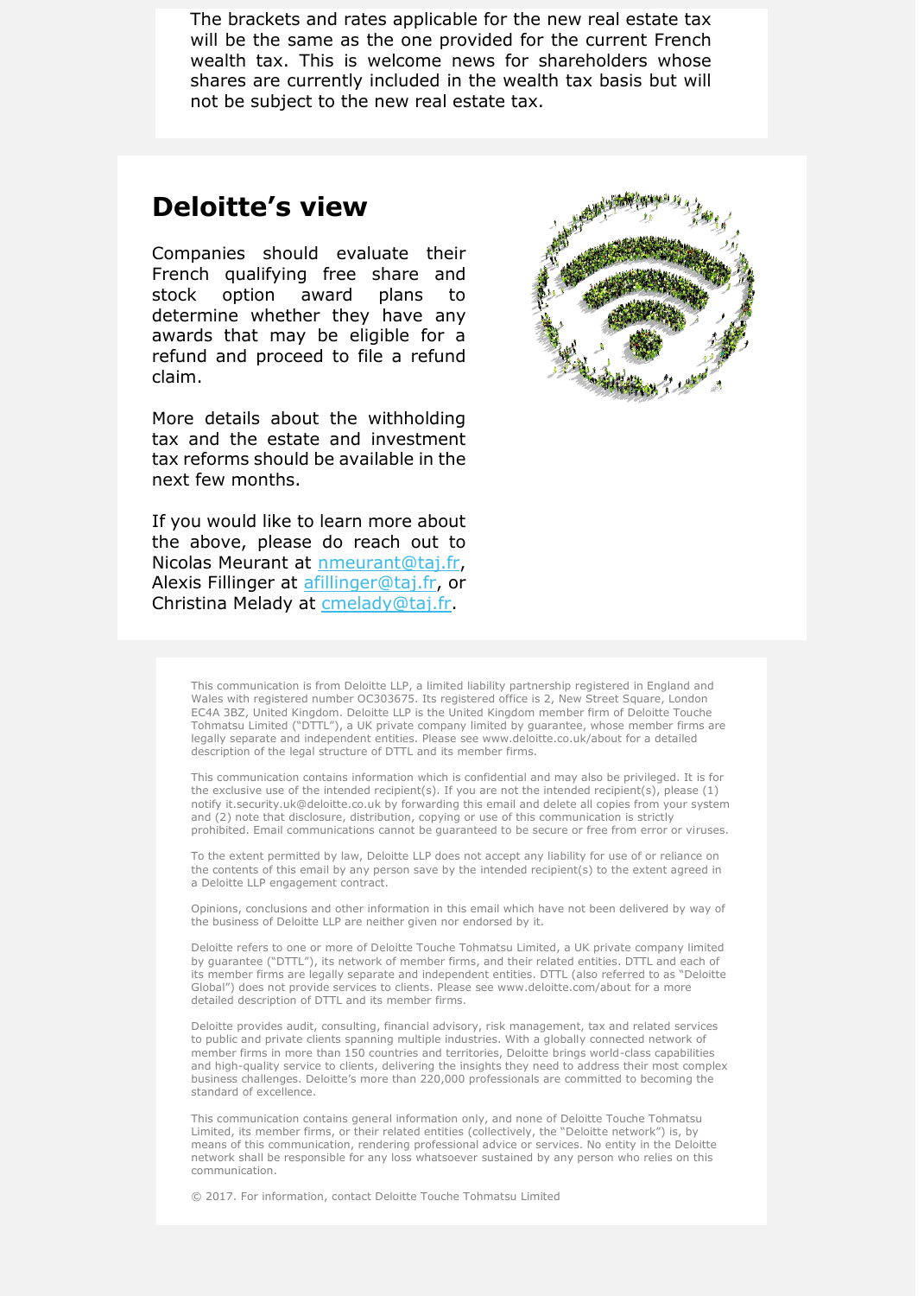The brackets and rates applicable for the new real estate tax will be the same as the one provided for the current French wealth tax. This is welcome news for shareholders whose shares are currently included in the wealth tax basis but will not be subject to the new real estate tax.

## Deloitte's view

Companies should evaluate their French qualifying free share and stock option award plans to determine whether they have any awards that may be eligible for a refund and proceed to file a refund claim.

More details about the withholding tax and the estate and investment tax reforms should be available in the next few months.

If you would like to learn more about the above, please do reach out to Nicolas Meurant at nmeurant@taj.fr, Alexis Fillinger at afillinger@taj.fr, or Christina Melady at cmelady@taj.fr.

This communication is from Deloitte LLP, a limited liability partnership registered in England and Wales with registered number OC303675. Its registered office is 2, New Street Square, London EC4A 3BZ, United Kingdom. Deloitte LLP is the United Kingdom member firm of Deloitte Touche Tohmatsu Limited ("DTTL"), a UK private company limited by guarantee, whose member firms are legally separate and independent entities. Please see www.deloitte.co.uk/about for a detailed description of the legal structure of DTTL and its member firms.

This communication contains information which is confidential and may also be privileged. It is for the exclusive use of the intended recipient(s). If you are not the intended recipient(s), please (1) notify it.security.uk@deloitte.co.uk by forwarding this email and delete all copies from your system and (2) note that disclosure, distribution, copying or use of this communication is strictly prohibited. Email communications cannot be guaranteed to be secure or free from error or viruses.

To the extent permitted by law, Deloitte LLP does not accept any liability for use of or reliance on the contents of this email by any person save by the intended recipient(s) to the extent agreed in a Deloitte LLP engagement contract.

Opinions, conclusions and other information in this email which have not been delivered by way of the business of Deloitte LLP are neither given nor endorsed by it.

Deloitte refers to one or more of Deloitte Touche Tohmatsu Limited, a UK private company limited by guarantee ("DTTL"), its network of member firms, and their related entities. DTTL and each of its member firms are legally separate and independent entities. DTTL (also referred to as "Deloitte Global") does not provide services to clients. Please see www.deloitte.com/about for a more detailed description of DTTL and its member firms.

Deloitte provides audit, consulting, financial advisory, risk management, tax and related services to public and private clients spanning multiple industries. With a globally connected network of member firms in more than 150 countries and territories, Deloitte brings world-class capabilities and high-quality service to clients, delivering the insights they need to address their most complex business challenges. Deloitte's more than 220,000 professionals are committed to becoming the standard of excellence.

This communication contains general information only, and none of Deloitte Touche Tohmatsu Limited, its member firms, or their related entities (collectively, the "Deloitte network") is, by means of this communication, rendering professional advice or services. No entity in the Deloitte network shall be responsible for any loss whatsoever sustained by any person who relies on this communication.

© 2017. For information, contact Deloitte Touche Tohmatsu Limited